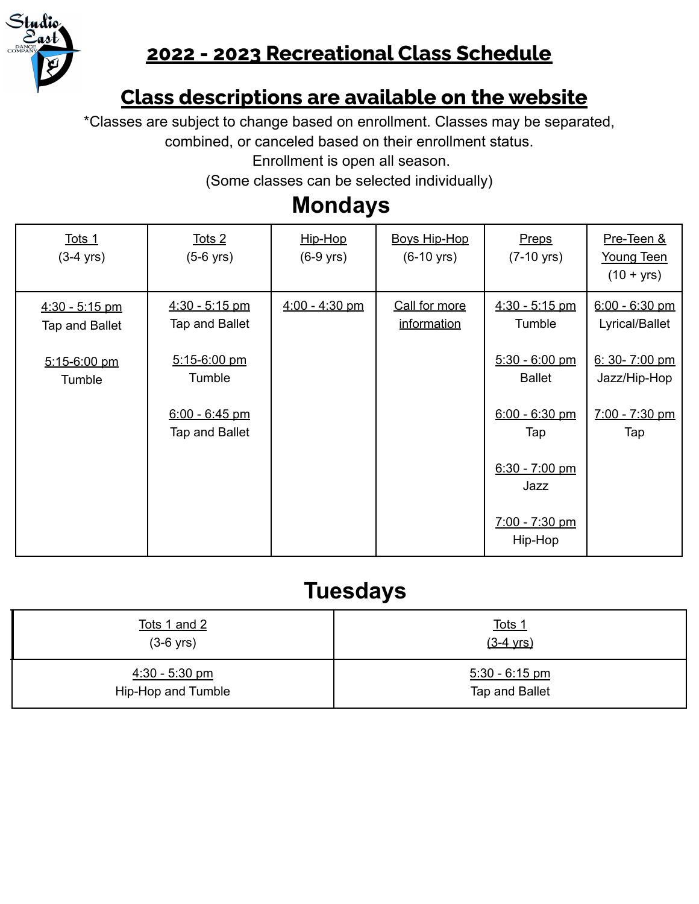# 2022 - 2023 Recreational Class Schedule

## Class descriptions are available on the website

*Classes are subject to change based on enrollment. Classes may be separated, combined, or canceled based on their enrollment status.
Enrollment is open all season.
(Some classes can be selected individually)

## Mondays

| Tots 1 (3-4 yrs) | Tots 2 (5-6 yrs) | Hip-Hop (6-9 yrs) | Boys Hip-Hop (6-10 yrs) | Preps (7-10 yrs) | Pre-Teen & Young Teen (10 + yrs) |
|---|---|---|---|---|---|
| 4:30 - 5:15 pm Tap and Ballet<br><br>5:15-6:00 pm Tumble | 4:30 - 5:15 pm Tap and Ballet<br><br>5:15-6:00 pm Tumble<br><br>6:00 - 6:45 pm Tap and Ballet | 4:00 - 4:30 pm | Call for more information | 4:30 - 5:15 pm Tumble<br><br>5:30 - 6:00 pm Ballet<br><br>6:00 - 6:30 pm Tap<br><br>6:30 - 7:00 pm Jazz<br><br>7:00 - 7:30 pm Hip-Hop | 6:00 - 6:30 pm Lyrical/Ballet<br><br>6: 30- 7:00 pm Jazz/Hip-Hop<br><br>7:00 - 7:30 pm Tap |

## Tuesdays

| Tots 1 and 2 (3-6 yrs) | Tots 1 (3-4 yrs) |
|---|---|
| 4:30 - 5:30 pm Hip-Hop and Tumble | 5:30 - 6:15 pm Tap and Ballet |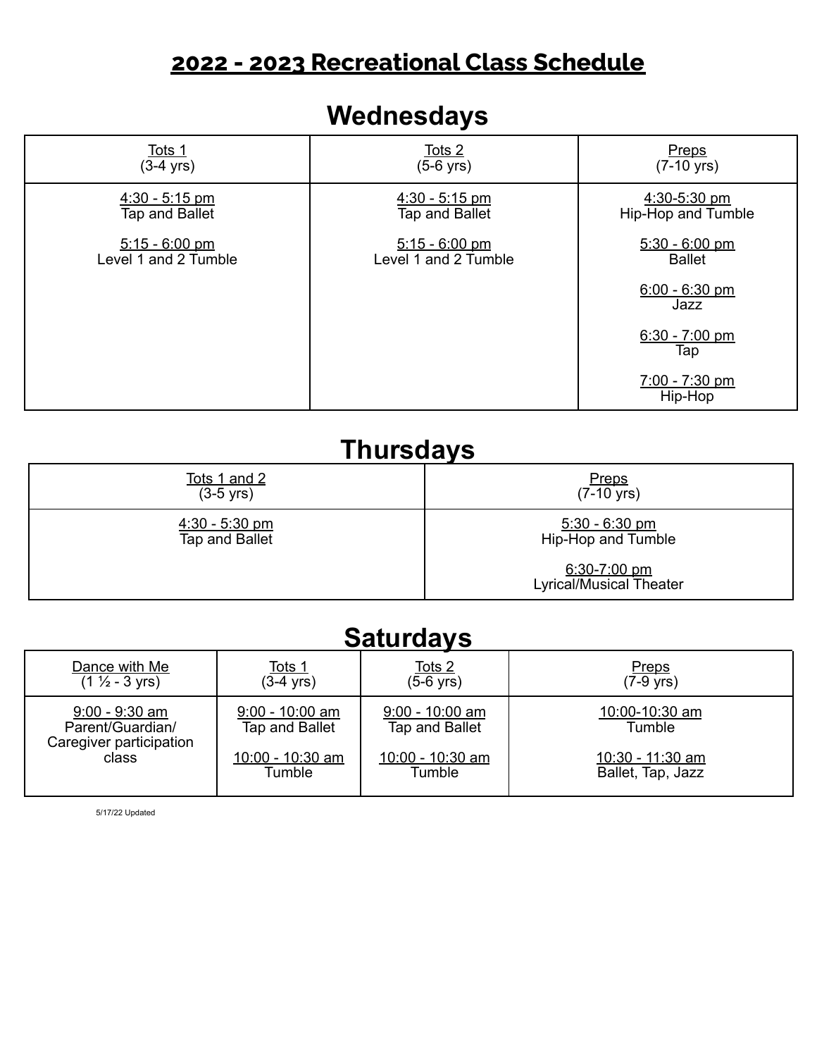# 2022 - 2023 Recreational Class Schedule

## Wednesdays

| Tots 1 (3-4 yrs) | Tots 2 (5-6 yrs) | Preps (7-10 yrs) |
|---|---|---|
| 4:30 - 5:15 pm Tap and Ballet<br><br>5:15 - 6:00 pm Level 1 and 2 Tumble | 4:30 - 5:15 pm Tap and Ballet<br><br>5:15 - 6:00 pm Level 1 and 2 Tumble | 4:30-5:30 pm Hip-Hop and Tumble<br><br>5:30 - 6:00 pm Ballet<br><br>6:00 - 6:30 pm Jazz<br><br>6:30 - 7:00 pm Tap<br><br>7:00 - 7:30 pm Hip-Hop |

## Thursdays

| Tots 1 and 2 (3-5 yrs) | Preps (7-10 yrs) |
|---|---|
| 4:30 - 5:30 pm Tap and Ballet | 5:30 - 6:30 pm Hip-Hop and Tumble<br><br>6:30-7:00 pm Lyrical/Musical Theater |

## Saturdays

| Dance with Me (1 ½ - 3 yrs) | Tots 1 (3-4 yrs) | Tots 2 (5-6 yrs) | Preps (7-9 yrs) |
|---|---|---|---|
| 9:00 - 9:30 am Parent/Guardian/ Caregiver participation class | 9:00 - 10:00 am Tap and Ballet<br><br>10:00 - 10:30 am Tumble | 9:00 - 10:00 am Tap and Ballet<br><br>10:00 - 10:30 am Tumble | 10:00-10:30 am Tumble<br><br>10:30 - 11:30 am Ballet, Tap, Jazz |

5/17/22 Updated